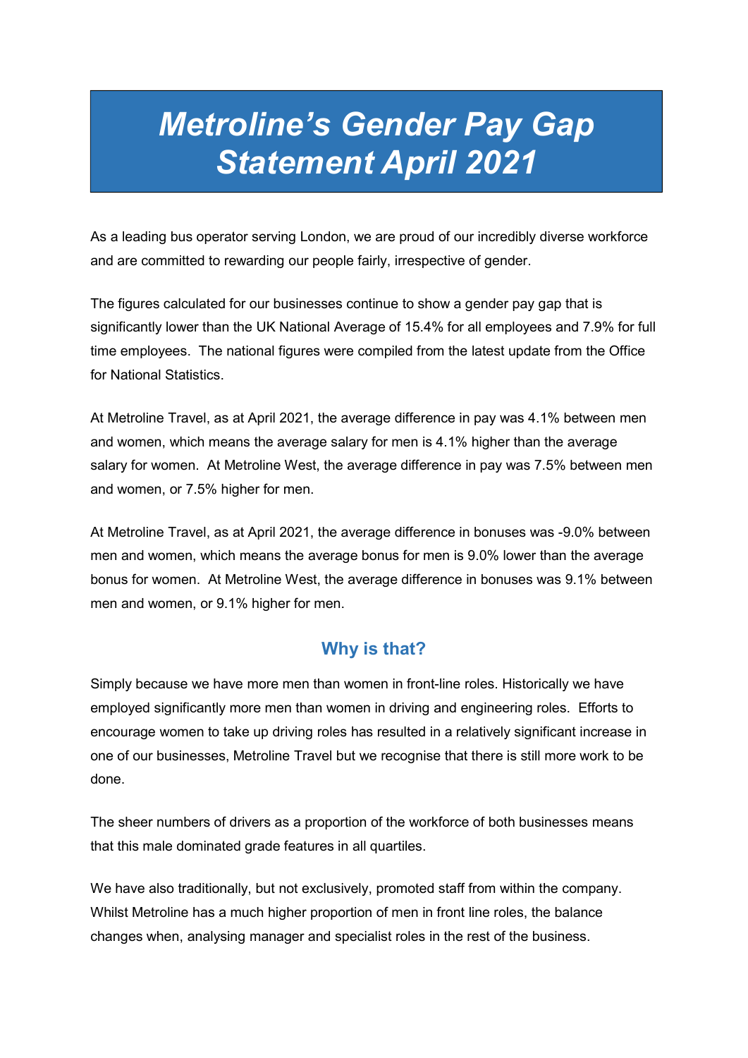# *Metroline's Gender Pay Gap Statement April 2021*

As a leading bus operator serving London, we are proud of our incredibly diverse workforce and are committed to rewarding our people fairly, irrespective of gender.

The figures calculated for our businesses continue to show a gender pay gap that is significantly lower than the UK National Average of 15.4% for all employees and 7.9% for full time employees. The national figures were compiled from the latest update from the Office for National Statistics.

At Metroline Travel, as at April 2021, the average difference in pay was 4.1% between men and women, which means the average salary for men is 4.1% higher than the average salary for women. At Metroline West, the average difference in pay was 7.5% between men and women, or 7.5% higher for men.

At Metroline Travel, as at April 2021, the average difference in bonuses was -9.0% between men and women, which means the average bonus for men is 9.0% lower than the average bonus for women. At Metroline West, the average difference in bonuses was 9.1% between men and women, or 9.1% higher for men.

## Why is that?

Simply because we have more men than women in front-line roles. Historically we have employed significantly more men than women in driving and engineering roles. Efforts to encourage women to take up driving roles has resulted in a relatively significant increase in one of our businesses, Metroline Travel but we recognise that there is still more work to be done.

The sheer numbers of drivers as a proportion of the workforce of both businesses means that this male dominated grade features in all quartiles.

We have also traditionally, but not exclusively, promoted staff from within the company. Whilst Metroline has a much higher proportion of men in front line roles, the balance changes when, analysing manager and specialist roles in the rest of the business.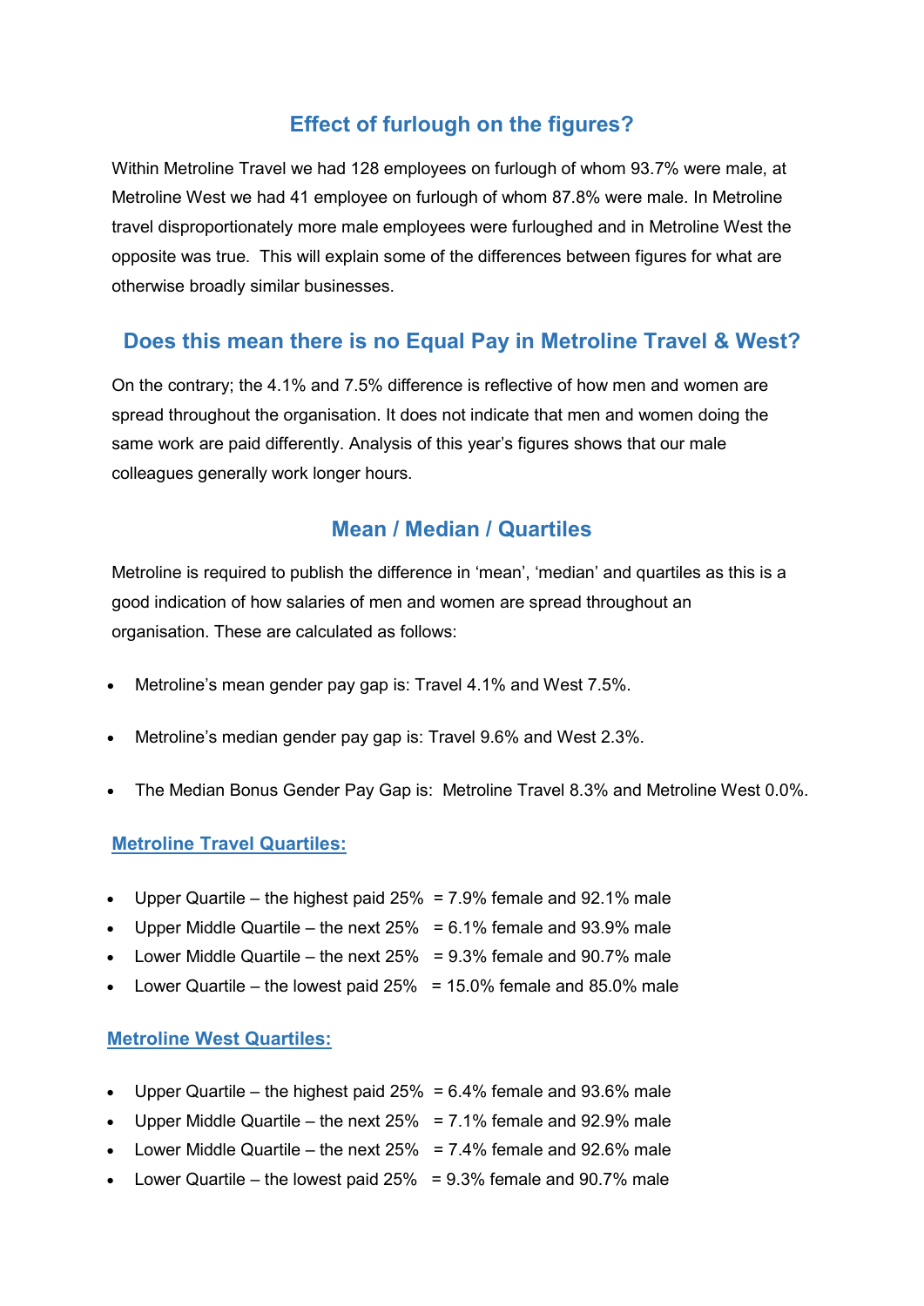## Effect of furlough on the figures?

Within Metroline Travel we had 128 employees on furlough of whom 93.7% were male, at Metroline West we had 41 employee on furlough of whom 87.8% were male. In Metroline travel disproportionately more male employees were furloughed and in Metroline West the opposite was true. This will explain some of the differences between figures for what are otherwise broadly similar businesses.

## Does this mean there is no Equal Pay in Metroline Travel & West?

On the contrary; the 4.1% and 7.5% difference is reflective of how men and women are spread throughout the organisation. It does not indicate that men and women doing the same work are paid differently. Analysis of this year's figures shows that our male colleagues generally work longer hours.

## Mean / Median / Quartiles

Metroline is required to publish the difference in 'mean', 'median' and quartiles as this is a good indication of how salaries of men and women are spread throughout an organisation. These are calculated as follows:

- Metroline's mean gender pay gap is: Travel 4.1% and West 7.5%.
- Metroline's median gender pay gap is: Travel 9.6% and West 2.3%.
- The Median Bonus Gender Pay Gap is: Metroline Travel 8.3% and Metroline West 0.0%.

### Metroline Travel Quartiles:

- Upper Quartile – the highest paid 25% = 7.9% female and 92.1% male
- Upper Middle Quartile – the next 25% = 6.1% female and 93.9% male
- Lower Middle Quartile – the next 25% = 9.3% female and 90.7% male
- Lower Quartile – the lowest paid 25% = 15.0% female and 85.0% male

### Metroline West Quartiles:

- Upper Quartile – the highest paid 25% = 6.4% female and 93.6% male
- Upper Middle Quartile – the next 25% = 7.1% female and 92.9% male
- Lower Middle Quartile – the next 25% = 7.4% female and 92.6% male
- Lower Quartile – the lowest paid 25% = 9.3% female and 90.7% male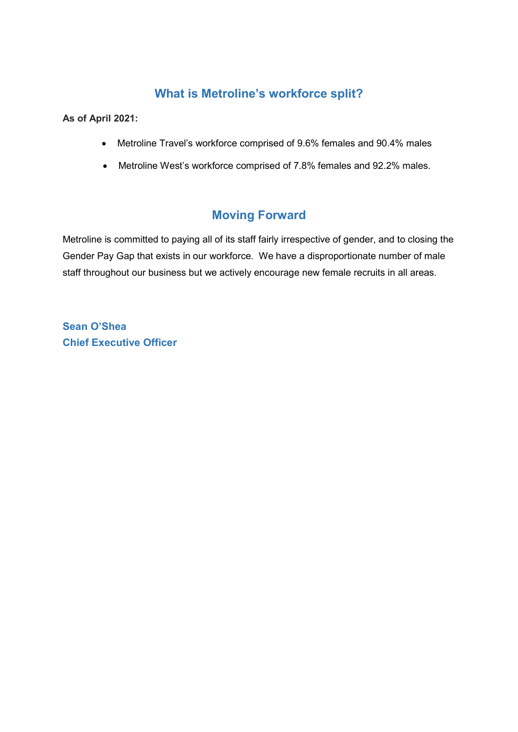## What is Metroline's workforce split?

**As of April 2021:**

- Metroline Travel's workforce comprised of 9.6% females and 90.4% males
- Metroline West's workforce comprised of 7.8% females and 92.2% males.

## Moving Forward

Metroline is committed to paying all of its staff fairly irrespective of gender, and to closing the Gender Pay Gap that exists in our workforce. We have a disproportionate number of male staff throughout our business but we actively encourage new female recruits in all areas.

**Sean O'Shea**
**Chief Executive Officer**